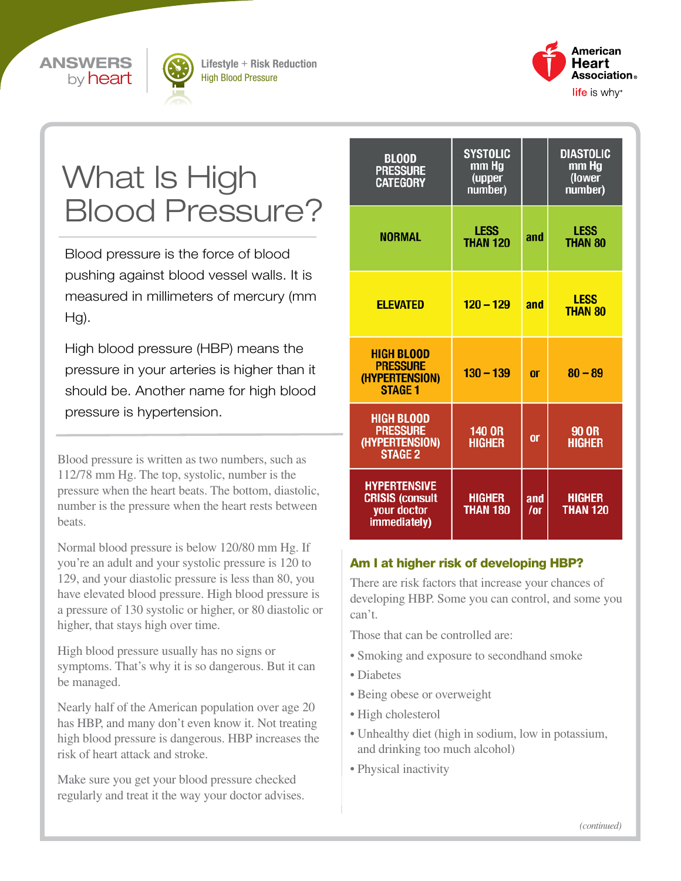ANSWERS by heart

Lifestyle + Risk Reduction
High Blood Pressure

American Heart Association® life is why™

# What Is High Blood Pressure?

Blood pressure is the force of blood pushing against blood vessel walls. It is measured in millimeters of mercury (mm Hg).

High blood pressure (HBP) means the pressure in your arteries is higher than it should be. Another name for high blood pressure is hypertension.

Blood pressure is written as two numbers, such as 112/78 mm Hg. The top, systolic, number is the pressure when the heart beats. The bottom, diastolic, number is the pressure when the heart rests between beats.

Normal blood pressure is below 120/80 mm Hg. If you're an adult and your systolic pressure is 120 to 129, and your diastolic pressure is less than 80, you have elevated blood pressure. High blood pressure is a pressure of 130 systolic or higher, or 80 diastolic or higher, that stays high over time.

High blood pressure usually has no signs or symptoms. That's why it is so dangerous. But it can be managed.

Nearly half of the American population over age 20 has HBP, and many don't even know it. Not treating high blood pressure is dangerous. HBP increases the risk of heart attack and stroke.

Make sure you get your blood pressure checked regularly and treat it the way your doctor advises.

| BLOOD PRESSURE CATEGORY | SYSTOLIC mm Hg (upper number) | | DIASTOLIC mm Hg (lower number) |
|---|---|---|---|
| NORMAL | LESS THAN 120 | and | LESS THAN 80 |
| ELEVATED | 120 – 129 | and | LESS THAN 80 |
| HIGH BLOOD PRESSURE (HYPERTENSION) STAGE 1 | 130 – 139 | or | 80 – 89 |
| HIGH BLOOD PRESSURE (HYPERTENSION) STAGE 2 | 140 OR HIGHER | or | 90 OR HIGHER |
| HYPERTENSIVE CRISIS (consult your doctor immediately) | HIGHER THAN 180 | and /or | HIGHER THAN 120 |

## Am I at higher risk of developing HBP?

There are risk factors that increase your chances of developing HBP. Some you can control, and some you can't.

Those that can be controlled are:

- Smoking and exposure to secondhand smoke
- Diabetes
- Being obese or overweight
- High cholesterol
- Unhealthy diet (high in sodium, low in potassium, and drinking too much alcohol)
- Physical inactivity

*(continued)*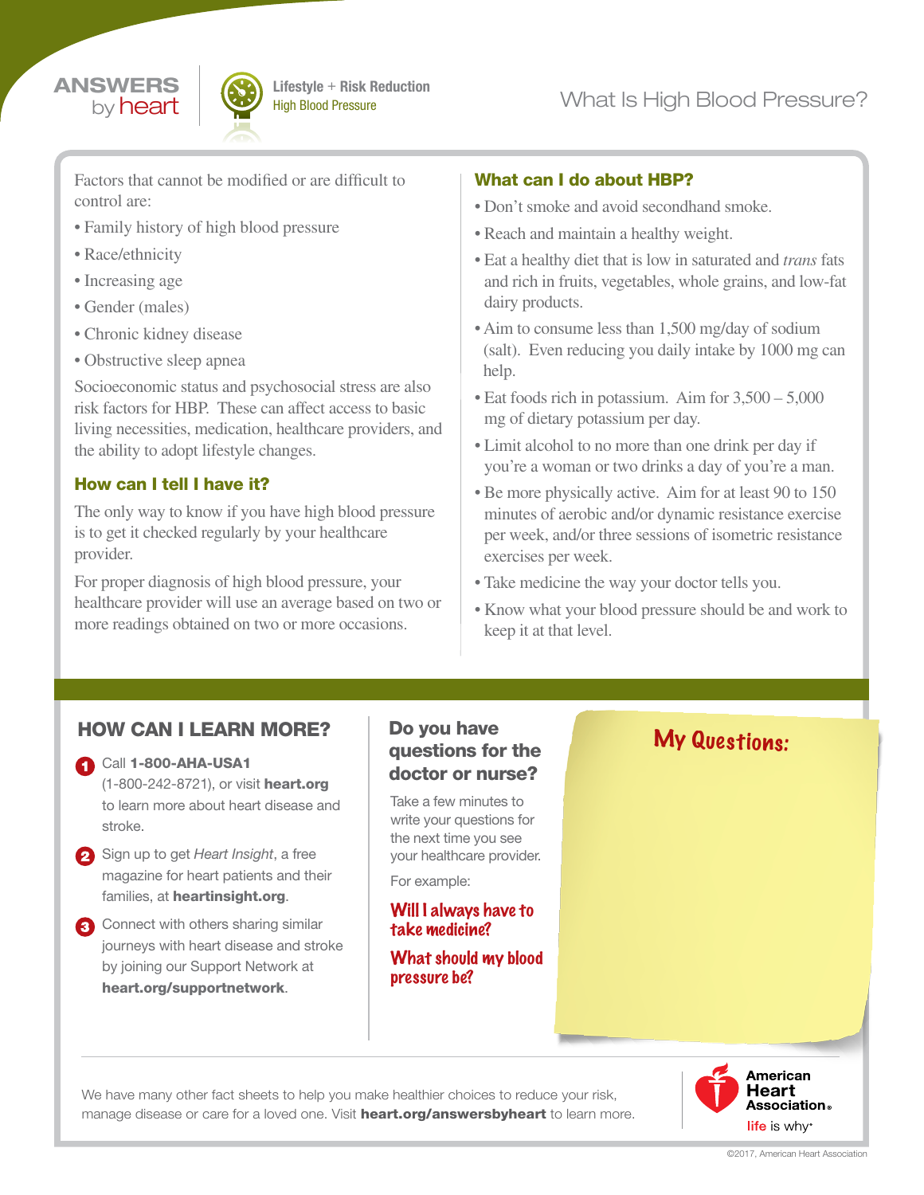Factors that cannot be modified or are difficult to control are:

- Family history of high blood pressure
- Race/ethnicity
- Increasing age
- Gender (males)
- Chronic kidney disease
- Obstructive sleep apnea

Socioeconomic status and psychosocial stress are also risk factors for HBP. These can affect access to basic living necessities, medication, healthcare providers, and the ability to adopt lifestyle changes.

## How can I tell I have it?

The only way to know if you have high blood pressure is to get it checked regularly by your healthcare provider.

For proper diagnosis of high blood pressure, your healthcare provider will use an average based on two or more readings obtained on two or more occasions.

## What can I do about HBP?

- Don't smoke and avoid secondhand smoke.
- Reach and maintain a healthy weight.
- Eat a healthy diet that is low in saturated and *trans* fats and rich in fruits, vegetables, whole grains, and low-fat dairy products.
- Aim to consume less than 1,500 mg/day of sodium (salt). Even reducing you daily intake by 1000 mg can help.
- Eat foods rich in potassium. Aim for 3,500 – 5,000 mg of dietary potassium per day.
- Limit alcohol to no more than one drink per day if you're a woman or two drinks a day of you're a man.
- Be more physically active. Aim for at least 90 to 150 minutes of aerobic and/or dynamic resistance exercise per week, and/or three sessions of isometric resistance exercises per week.
- Take medicine the way your doctor tells you.
- Know what your blood pressure should be and work to keep it at that level.

## HOW CAN I LEARN MORE?

1. Call **1-800-AHA-USA1** (1-800-242-8721), or visit **heart.org** to learn more about heart disease and stroke.
2. Sign up to get *Heart Insight*, a free magazine for heart patients and their families, at **heartinsight.org**.
3. Connect with others sharing similar journeys with heart disease and stroke by joining our Support Network at **heart.org/supportnetwork**.

## Do you have questions for the doctor or nurse?

Take a few minutes to write your questions for the next time you see your healthcare provider.

For example:

**Will I always have to take medicine?**

**What should my blood pressure be?**

**My Questions:**

We have many other fact sheets to help you make healthier choices to reduce your risk, manage disease or care for a loved one. Visit **heart.org/answersbyheart** to learn more.